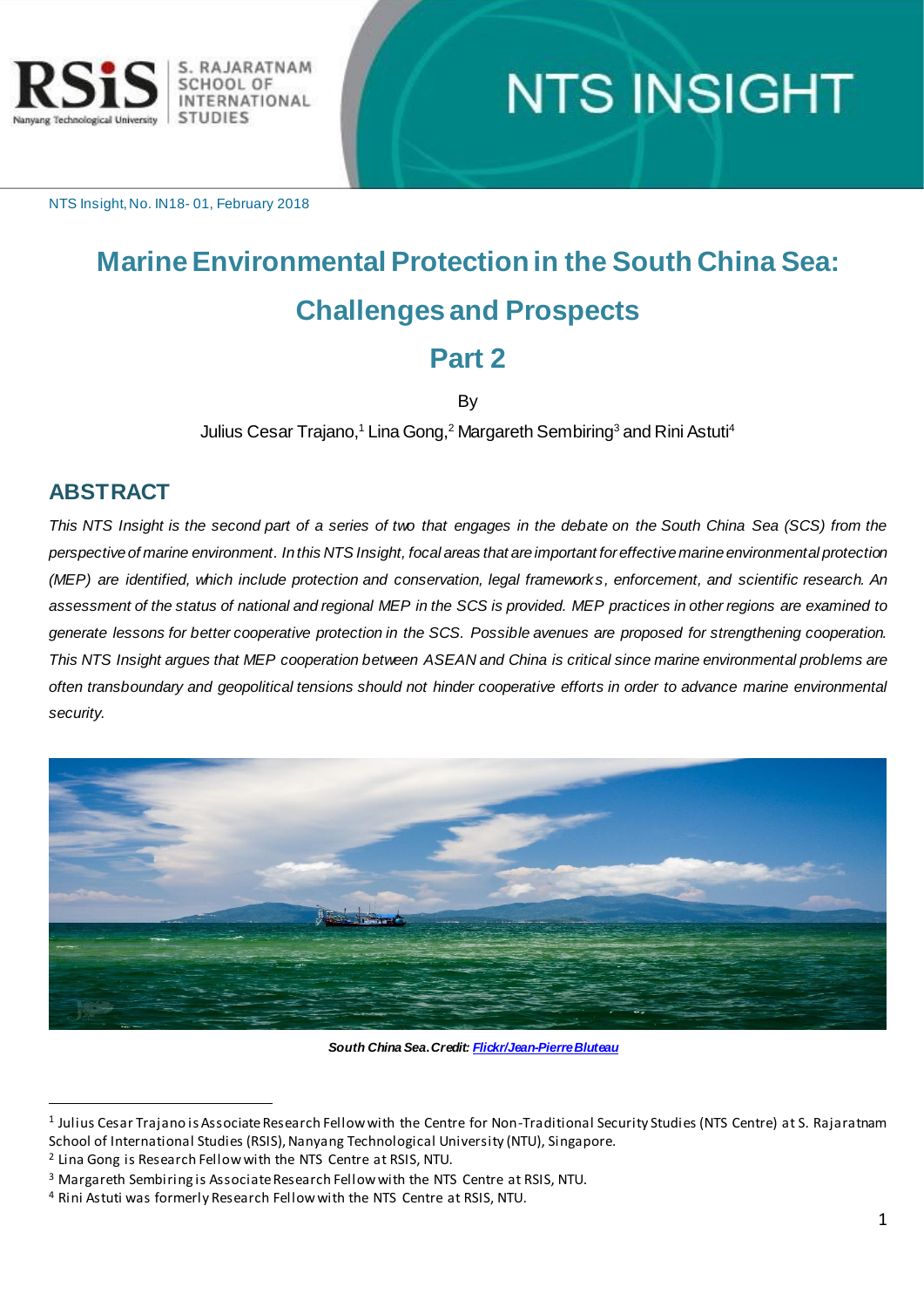NTS Insight, No. IN18- 01, February 2018

# Marine Environmental Protection in the South China Sea: Challenges and Prospects

# Part 2

By

Julius Cesar Trajano,[1] Lina Gong,[2] Margareth Sembiring[3] and Rini Astuti[4]

## ABSTRACT

*This NTS Insight is the second part of a series of two that engages in the debate on the South China Sea (SCS) from the perspective of marine environment. In this NTS Insight, focal areas that are important for effective marine environmental protection (MEP) are identified, which include protection and conservation, legal frameworks, enforcement, and scientific research. An assessment of the status of national and regional MEP in the SCS is provided. MEP practices in other regions are examined to generate lessons for better cooperative protection in the SCS. Possible avenues are proposed for strengthening cooperation. This NTS Insight argues that MEP cooperation between ASEAN and China is critical since marine environmental problems are often transboundary and geopolitical tensions should not hinder cooperative efforts in order to advance marine environmental security.*

***South China Sea. Credit: Flickr/Jean-Pierre Bluteau***

---

[1] Julius Cesar Trajano is Associate Research Fellow with the Centre for Non-Traditional Security Studies (NTS Centre) at S. Rajaratnam School of International Studies (RSIS), Nanyang Technological University (NTU), Singapore.

[2] Lina Gong is Research Fellow with the NTS Centre at RSIS, NTU.

[3] Margareth Sembiring is Associate Research Fellow with the NTS Centre at RSIS, NTU.

[4] Rini Astuti was formerly Research Fellow with the NTS Centre at RSIS, NTU.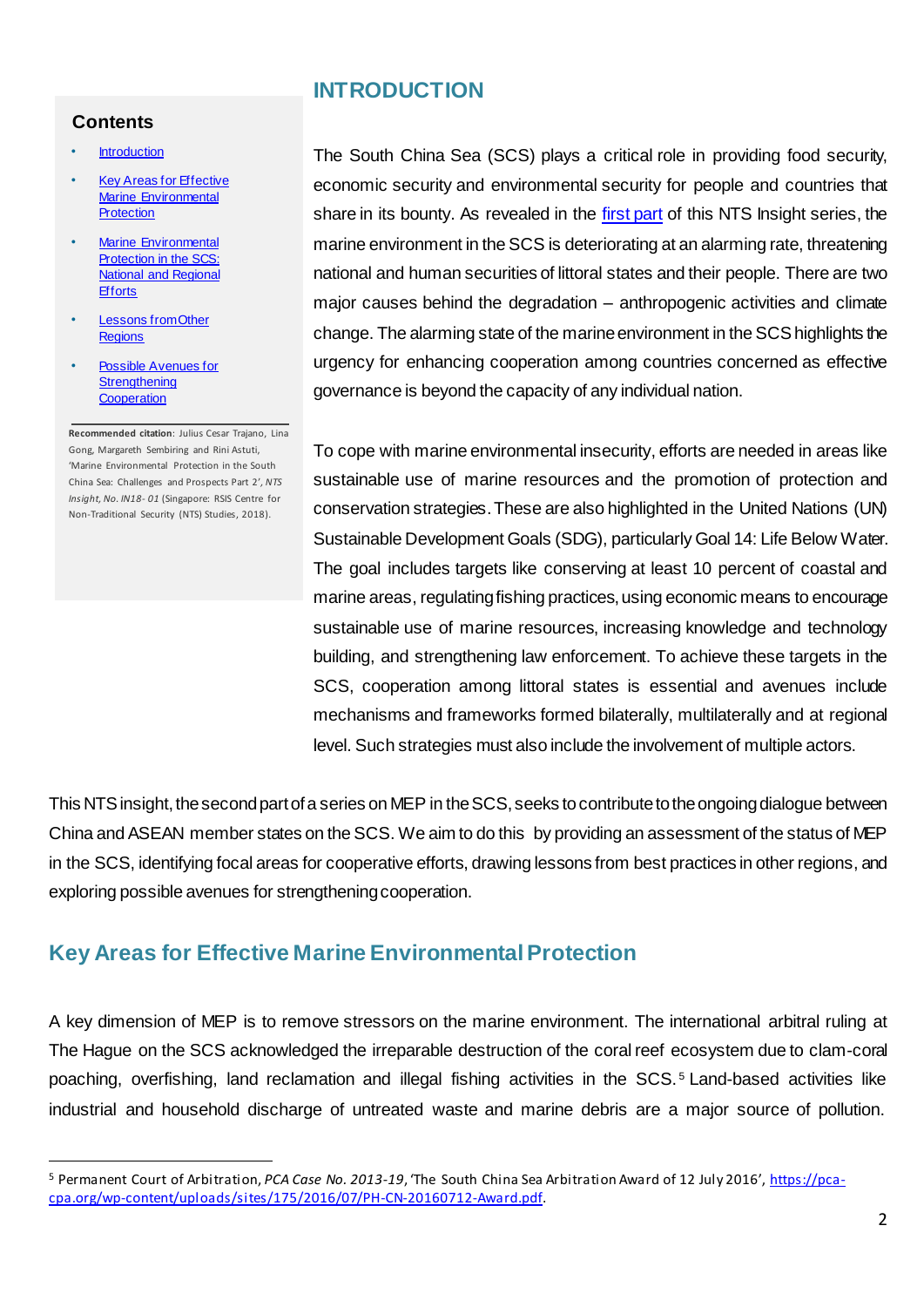## Contents

- [Introduction]()
- [Key Areas for Effective Marine Environmental Protection]()
- [Marine Environmental Protection in the SCS: National and Regional Efforts]()
- [Lessons from Other Regions]()
- [Possible Avenues for Strengthening Cooperation]()

**Recommended citation**: Julius Cesar Trajano, Lina Gong, Margareth Sembiring and Rini Astuti, 'Marine Environmental Protection in the South China Sea: Challenges and Prospects Part 2', *NTS Insight, No. IN18- 01* (Singapore: RSIS Centre for Non-Traditional Security (NTS) Studies, 2018).

# INTRODUCTION

The South China Sea (SCS) plays a critical role in providing food security, economic security and environmental security for people and countries that share in its bounty. As revealed in the [first part]() of this NTS Insight series, the marine environment in the SCS is deteriorating at an alarming rate, threatening national and human securities of littoral states and their people. There are two major causes behind the degradation – anthropogenic activities and climate change. The alarming state of the marine environment in the SCS highlights the urgency for enhancing cooperation among countries concerned as effective governance is beyond the capacity of any individual nation.

To cope with marine environmental insecurity, efforts are needed in areas like sustainable use of marine resources and the promotion of protection and conservation strategies. These are also highlighted in the United Nations (UN) Sustainable Development Goals (SDG), particularly Goal 14: Life Below Water. The goal includes targets like conserving at least 10 percent of coastal and marine areas, regulating fishing practices, using economic means to encourage sustainable use of marine resources, increasing knowledge and technology building, and strengthening law enforcement. To achieve these targets in the SCS, cooperation among littoral states is essential and avenues include mechanisms and frameworks formed bilaterally, multilaterally and at regional level. Such strategies must also include the involvement of multiple actors.

This NTS insight, the second part of a series on MEP in the SCS, seeks to contribute to the ongoing dialogue between China and ASEAN member states on the SCS. We aim to do this by providing an assessment of the status of MEP in the SCS, identifying focal areas for cooperative efforts, drawing lessons from best practices in other regions, and exploring possible avenues for strengthening cooperation.

## Key Areas for Effective Marine Environmental Protection

A key dimension of MEP is to remove stressors on the marine environment. The international arbitral ruling at The Hague on the SCS acknowledged the irreparable destruction of the coral reef ecosystem due to clam-coral poaching, overfishing, land reclamation and illegal fishing activities in the SCS.[5] Land-based activities like industrial and household discharge of untreated waste and marine debris are a major source of pollution.

[5] Permanent Court of Arbitration, *PCA Case No. 2013-19*, 'The South China Sea Arbitration Award of 12 July 2016', [https://pca-cpa.org/wp-content/uploads/sites/175/2016/07/PH-CN-20160712-Award.pdf](https://pca-cpa.org/wp-content/uploads/sites/175/2016/07/PH-CN-20160712-Award.pdf).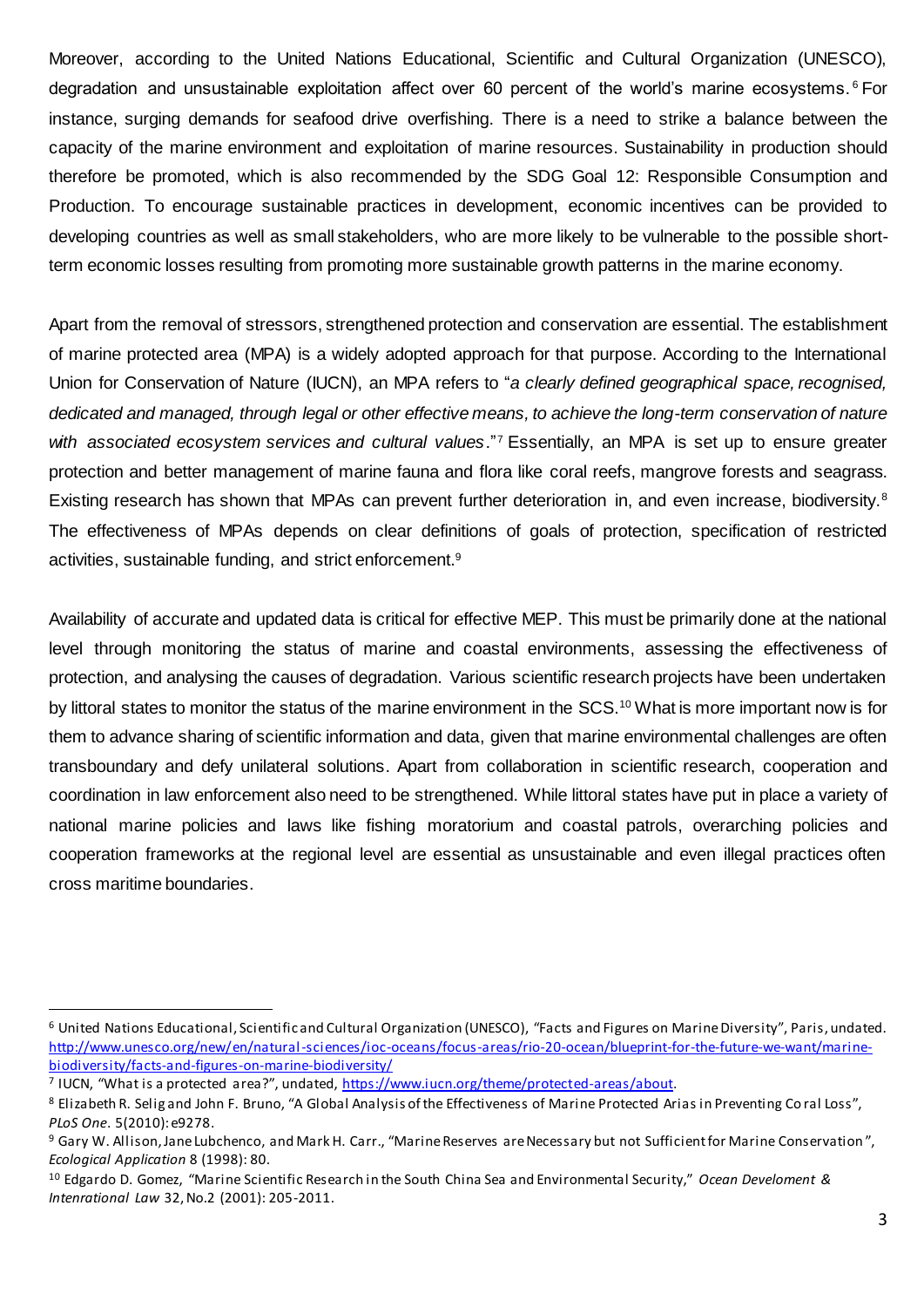Moreover, according to the United Nations Educational, Scientific and Cultural Organization (UNESCO), degradation and unsustainable exploitation affect over 60 percent of the world's marine ecosystems.[6] For instance, surging demands for seafood drive overfishing. There is a need to strike a balance between the capacity of the marine environment and exploitation of marine resources. Sustainability in production should therefore be promoted, which is also recommended by the SDG Goal 12: Responsible Consumption and Production. To encourage sustainable practices in development, economic incentives can be provided to developing countries as well as small stakeholders, who are more likely to be vulnerable to the possible short-term economic losses resulting from promoting more sustainable growth patterns in the marine economy.

Apart from the removal of stressors, strengthened protection and conservation are essential. The establishment of marine protected area (MPA) is a widely adopted approach for that purpose. According to the International Union for Conservation of Nature (IUCN), an MPA refers to "*a clearly defined geographical space, recognised, dedicated and managed, through legal or other effective means, to achieve the long-term conservation of nature with associated ecosystem services and cultural values*."[7] Essentially, an MPA is set up to ensure greater protection and better management of marine fauna and flora like coral reefs, mangrove forests and seagrass. Existing research has shown that MPAs can prevent further deterioration in, and even increase, biodiversity.[8] The effectiveness of MPAs depends on clear definitions of goals of protection, specification of restricted activities, sustainable funding, and strict enforcement.[9]

Availability of accurate and updated data is critical for effective MEP. This must be primarily done at the national level through monitoring the status of marine and coastal environments, assessing the effectiveness of protection, and analysing the causes of degradation. Various scientific research projects have been undertaken by littoral states to monitor the status of the marine environment in the SCS.[10] What is more important now is for them to advance sharing of scientific information and data, given that marine environmental challenges are often transboundary and defy unilateral solutions. Apart from collaboration in scientific research, cooperation and coordination in law enforcement also need to be strengthened. While littoral states have put in place a variety of national marine policies and laws like fishing moratorium and coastal patrols, overarching policies and cooperation frameworks at the regional level are essential as unsustainable and even illegal practices often cross maritime boundaries.

---

[6] United Nations Educational, Scientific and Cultural Organization (UNESCO), "Facts and Figures on Marine Diversity", Paris, undated. http://www.unesco.org/new/en/natural-sciences/ioc-oceans/focus-areas/rio-20-ocean/blueprint-for-the-future-we-want/marine-biodiversity/facts-and-figures-on-marine-biodiversity/

[7] IUCN, "What is a protected area?", undated, https://www.iucn.org/theme/protected-areas/about.

[8] Elizabeth R. Selig and John F. Bruno, "A Global Analysis of the Effectiveness of Marine Protected Arias in Preventing Coral Loss", *PLoS One*. 5(2010): e9278.

[9] Gary W. Allison, Jane Lubchenco, and Mark H. Carr., "Marine Reserves are Necessary but not Sufficient for Marine Conservation", *Ecological Application* 8 (1998): 80.

[10] Edgardo D. Gomez, "Marine Scientific Research in the South China Sea and Environmental Security," *Ocean Develoment & Intenrational Law* 32, No.2 (2001): 205-2011.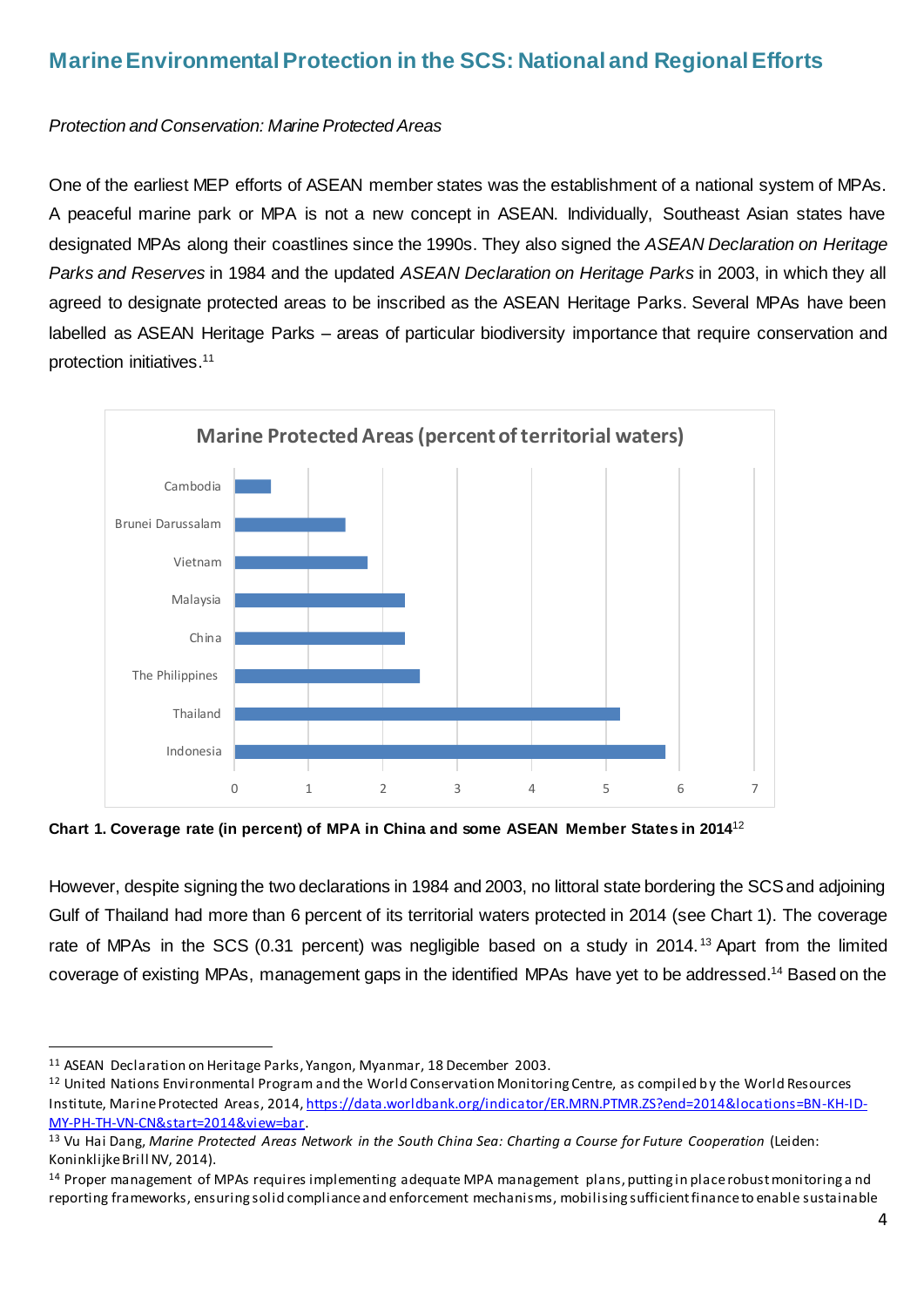## Marine Environmental Protection in the SCS: National and Regional Efforts

*Protection and Conservation: Marine Protected Areas*

One of the earliest MEP efforts of ASEAN member states was the establishment of a national system of MPAs. A peaceful marine park or MPA is not a new concept in ASEAN. Individually, Southeast Asian states have designated MPAs along their coastlines since the 1990s. They also signed the *ASEAN Declaration on Heritage Parks and Reserves* in 1984 and the updated *ASEAN Declaration on Heritage Parks* in 2003, in which they all agreed to designate protected areas to be inscribed as the ASEAN Heritage Parks. Several MPAs have been labelled as ASEAN Heritage Parks – areas of particular biodiversity importance that require conservation and protection initiatives.[11]

**Chart 1. Coverage rate (in percent) of MPA in China and some ASEAN Member States in 2014**[12]

However, despite signing the two declarations in 1984 and 2003, no littoral state bordering the SCS and adjoining Gulf of Thailand had more than 6 percent of its territorial waters protected in 2014 (see Chart 1). The coverage rate of MPAs in the SCS (0.31 percent) was negligible based on a study in 2014.[13] Apart from the limited coverage of existing MPAs, management gaps in the identified MPAs have yet to be addressed.[14] Based on the

---

[11] ASEAN Declaration on Heritage Parks, Yangon, Myanmar, 18 December 2003.

[12] United Nations Environmental Program and the World Conservation Monitoring Centre, as compiled by the World Resources Institute, Marine Protected Areas, 2014, https://data.worldbank.org/indicator/ER.MRN.PTMR.ZS?end=2014&locations=BN-KH-ID-MY-PH-TH-VN-CN&start=2014&view=bar.

[13] Vu Hai Dang, *Marine Protected Areas Network in the South China Sea: Charting a Course for Future Cooperation* (Leiden: Koninklijke Brill NV, 2014).

[14] Proper management of MPAs requires implementing adequate MPA management plans, putting in place robust monitoring and reporting frameworks, ensuring solid compliance and enforcement mechanisms, mobilising sufficient finance to enable sustainable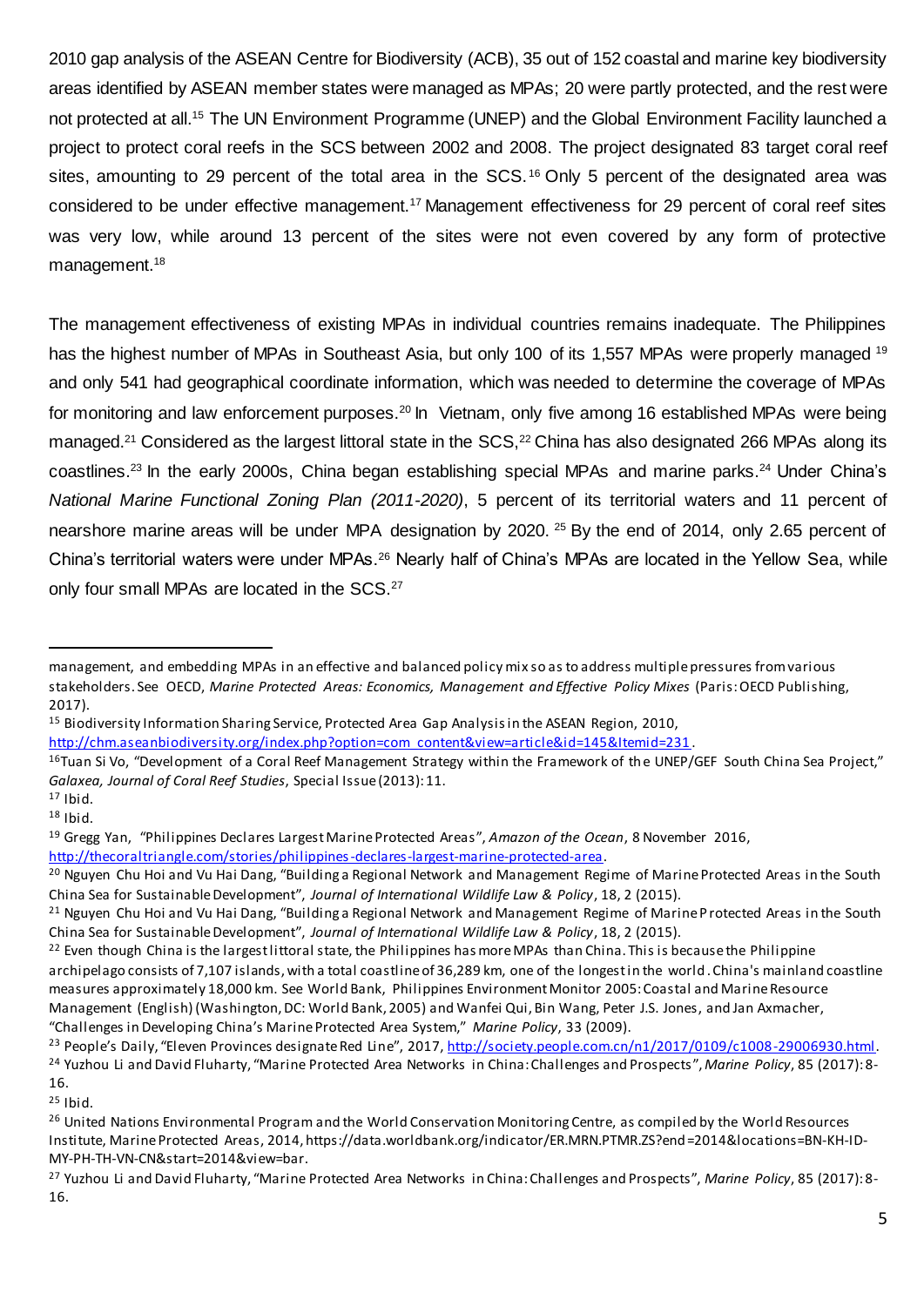2010 gap analysis of the ASEAN Centre for Biodiversity (ACB), 35 out of 152 coastal and marine key biodiversity areas identified by ASEAN member states were managed as MPAs; 20 were partly protected, and the rest were not protected at all.[15] The UN Environment Programme (UNEP) and the Global Environment Facility launched a project to protect coral reefs in the SCS between 2002 and 2008. The project designated 83 target coral reef sites, amounting to 29 percent of the total area in the SCS.[16] Only 5 percent of the designated area was considered to be under effective management.[17] Management effectiveness for 29 percent of coral reef sites was very low, while around 13 percent of the sites were not even covered by any form of protective management.[18]

The management effectiveness of existing MPAs in individual countries remains inadequate. The Philippines has the highest number of MPAs in Southeast Asia, but only 100 of its 1,557 MPAs were properly managed [19] and only 541 had geographical coordinate information, which was needed to determine the coverage of MPAs for monitoring and law enforcement purposes.[20] In Vietnam, only five among 16 established MPAs were being managed.[21] Considered as the largest littoral state in the SCS,[22] China has also designated 266 MPAs along its coastlines.[23] In the early 2000s, China began establishing special MPAs and marine parks.[24] Under China's *National Marine Functional Zoning Plan (2011-2020)*, 5 percent of its territorial waters and 11 percent of nearshore marine areas will be under MPA designation by 2020. [25] By the end of 2014, only 2.65 percent of China's territorial waters were under MPAs.[26] Nearly half of China's MPAs are located in the Yellow Sea, while only four small MPAs are located in the SCS.[27]

---

management, and embedding MPAs in an effective and balanced policy mix so as to address multiple pressures from various stakeholders. See OECD, *Marine Protected Areas: Economics, Management and Effective Policy Mixes* (Paris: OECD Publishing, 2017).

[15] Biodiversity Information Sharing Service, Protected Area Gap Analysis in the ASEAN Region, 2010, http://chm.aseanbiodiversity.org/index.php?option=com_content&view=article&id=145&Itemid=231.

[16] Tuan Si Vo, "Development of a Coral Reef Management Strategy within the Framework of the UNEP/GEF South China Sea Project," *Galaxea, Journal of Coral Reef Studies*, Special Issue (2013): 11.

[17] Ibid.

[18] Ibid.

[19] Gregg Yan, "Philippines Declares Largest Marine Protected Areas", *Amazon of the Ocean*, 8 November 2016, http://thecoraltriangle.com/stories/philippines-declares-largest-marine-protected-area.

[20] Nguyen Chu Hoi and Vu Hai Dang, "Building a Regional Network and Management Regime of Marine Protected Areas in the South China Sea for Sustainable Development", *Journal of International Wildlife Law & Policy*, 18, 2 (2015).

[21] Nguyen Chu Hoi and Vu Hai Dang, "Building a Regional Network and Management Regime of Marine Protected Areas in the South China Sea for Sustainable Development", *Journal of International Wildlife Law & Policy*, 18, 2 (2015).

[22] Even though China is the largest littoral state, the Philippines has more MPAs than China. This is because the Philippine archipelago consists of 7,107 islands, with a total coastline of 36,289 km, one of the longest in the world. China's mainland coastline measures approximately 18,000 km. See World Bank, Philippines Environment Monitor 2005: Coastal and Marine Resource Management (English) (Washington, DC: World Bank, 2005) and Wanfei Qui, Bin Wang, Peter J.S. Jones, and Jan Axmacher, "Challenges in Developing China's Marine Protected Area System," *Marine Policy*, 33 (2009).

[23] People's Daily, "Eleven Provinces designate Red Line", 2017, http://society.people.com.cn/n1/2017/0109/c1008-29006930.html.

[24] Yuzhou Li and David Fluharty, "Marine Protected Area Networks in China: Challenges and Prospects", *Marine Policy*, 85 (2017): 8-16.

[25] Ibid.

[26] United Nations Environmental Program and the World Conservation Monitoring Centre, as compiled by the World Resources Institute, Marine Protected Areas, 2014, https://data.worldbank.org/indicator/ER.MRN.PTMR.ZS?end=2014&locations=BN-KH-ID-MY-PH-TH-VN-CN&start=2014&view=bar.

[27] Yuzhou Li and David Fluharty, "Marine Protected Area Networks in China: Challenges and Prospects", *Marine Policy*, 85 (2017): 8-16.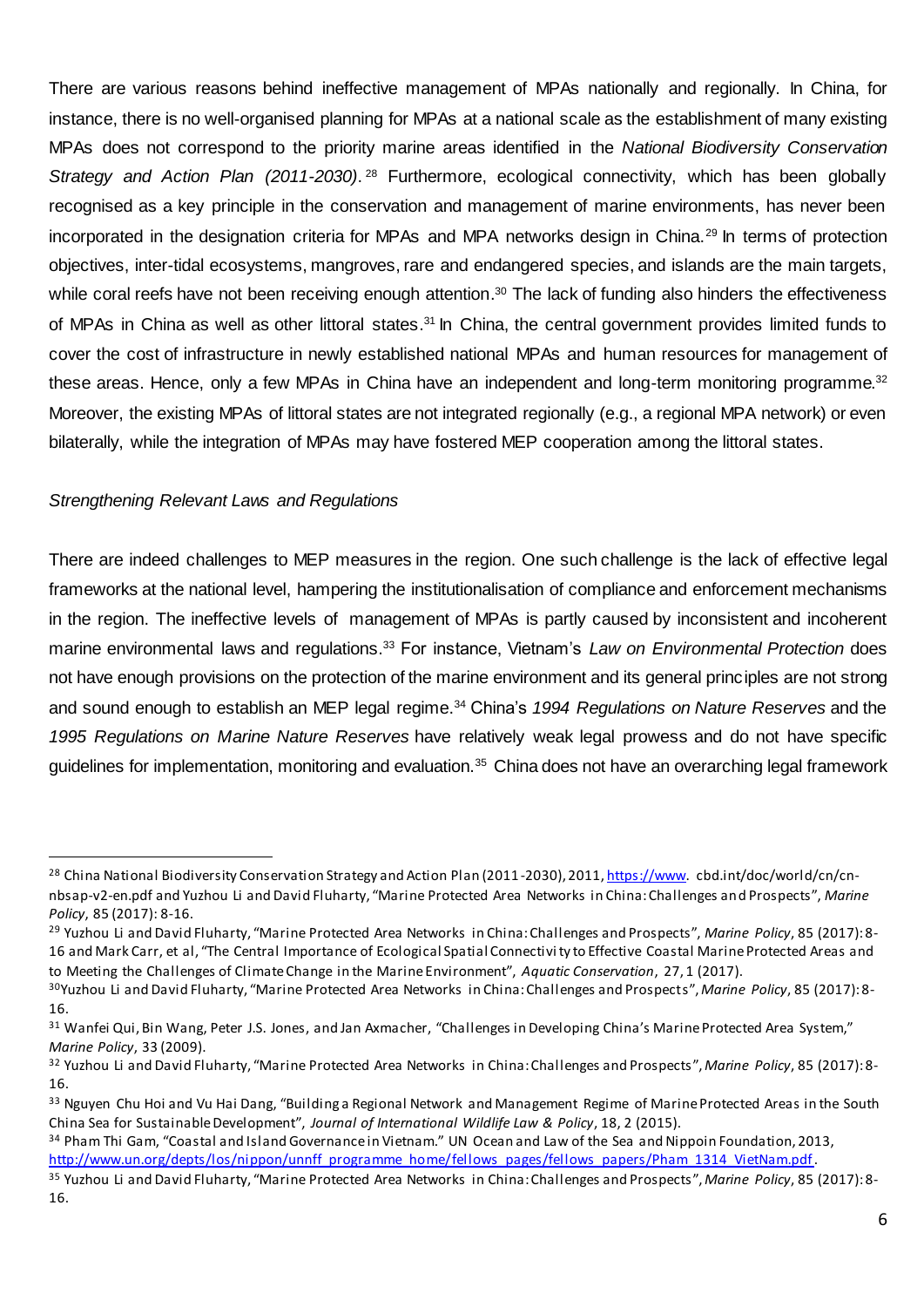There are various reasons behind ineffective management of MPAs nationally and regionally. In China, for instance, there is no well-organised planning for MPAs at a national scale as the establishment of many existing MPAs does not correspond to the priority marine areas identified in the *National Biodiversity Conservation Strategy and Action Plan (2011-2030)*.[28] Furthermore, ecological connectivity, which has been globally recognised as a key principle in the conservation and management of marine environments, has never been incorporated in the designation criteria for MPAs and MPA networks design in China.[29] In terms of protection objectives, inter-tidal ecosystems, mangroves, rare and endangered species, and islands are the main targets, while coral reefs have not been receiving enough attention.[30] The lack of funding also hinders the effectiveness of MPAs in China as well as other littoral states.[31] In China, the central government provides limited funds to cover the cost of infrastructure in newly established national MPAs and human resources for management of these areas. Hence, only a few MPAs in China have an independent and long-term monitoring programme.[32] Moreover, the existing MPAs of littoral states are not integrated regionally (e.g., a regional MPA network) or even bilaterally, while the integration of MPAs may have fostered MEP cooperation among the littoral states.

*Strengthening Relevant Laws and Regulations*

There are indeed challenges to MEP measures in the region. One such challenge is the lack of effective legal frameworks at the national level, hampering the institutionalisation of compliance and enforcement mechanisms in the region. The ineffective levels of management of MPAs is partly caused by inconsistent and incoherent marine environmental laws and regulations.[33] For instance, Vietnam's *Law on Environmental Protection* does not have enough provisions on the protection of the marine environment and its general principles are not strong and sound enough to establish an MEP legal regime.[34] China's *1994 Regulations on Nature Reserves* and the *1995 Regulations on Marine Nature Reserves* have relatively weak legal prowess and do not have specific guidelines for implementation, monitoring and evaluation.[35] China does not have an overarching legal framework

---

[28] China National Biodiversity Conservation Strategy and Action Plan (2011-2030), 2011, https://www. cbd.int/doc/world/cn/cn-nbsap-v2-en.pdf and Yuzhou Li and David Fluharty, "Marine Protected Area Networks in China: Challenges and Prospects", *Marine Policy*, 85 (2017): 8-16.

[29] Yuzhou Li and David Fluharty, "Marine Protected Area Networks in China: Challenges and Prospects", *Marine Policy*, 85 (2017): 8-16 and Mark Carr, et al, "The Central Importance of Ecological Spatial Connectivity to Effective Coastal Marine Protected Areas and to Meeting the Challenges of Climate Change in the Marine Environment", *Aquatic Conservation*, 27, 1 (2017).

[30] Yuzhou Li and David Fluharty, "Marine Protected Area Networks in China: Challenges and Prospects", *Marine Policy*, 85 (2017): 8-16.

[31] Wanfei Qui, Bin Wang, Peter J.S. Jones, and Jan Axmacher, "Challenges in Developing China's Marine Protected Area System," *Marine Policy*, 33 (2009).

[32] Yuzhou Li and David Fluharty, "Marine Protected Area Networks in China: Challenges and Prospects", *Marine Policy*, 85 (2017): 8-16.

[33] Nguyen Chu Hoi and Vu Hai Dang, "Building a Regional Network and Management Regime of Marine Protected Areas in the South China Sea for Sustainable Development", *Journal of International Wildlife Law & Policy*, 18, 2 (2015).

[34] Pham Thi Gam, "Coastal and Island Governance in Vietnam." UN Ocean and Law of the Sea and Nippoin Foundation, 2013, http://www.un.org/depts/los/nippon/unnff_programme_home/fellows_pages/fellows_papers/Pham_1314_VietNam.pdf.

[35] Yuzhou Li and David Fluharty, "Marine Protected Area Networks in China: Challenges and Prospects", *Marine Policy*, 85 (2017): 8-16.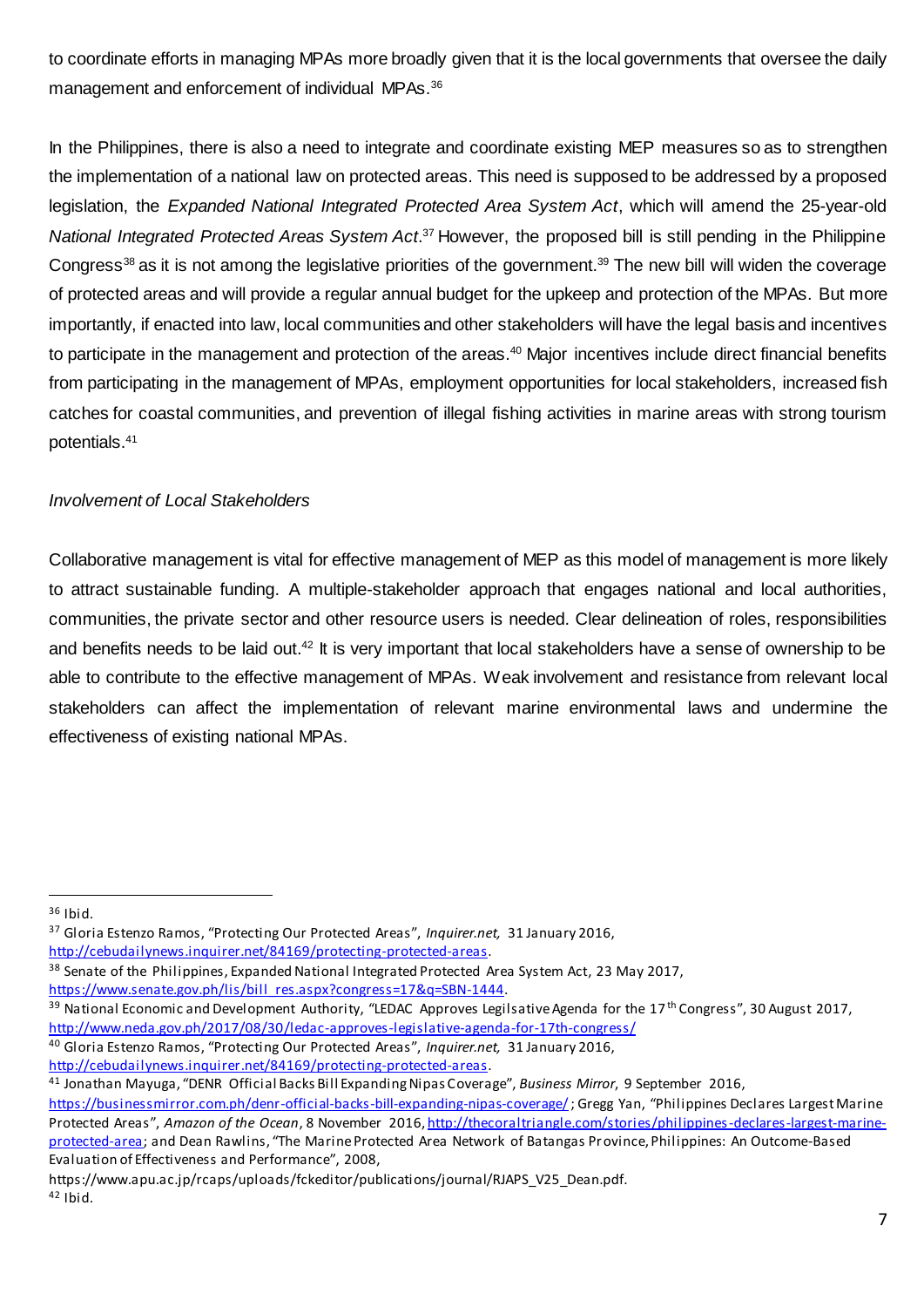to coordinate efforts in managing MPAs more broadly given that it is the local governments that oversee the daily management and enforcement of individual MPAs.[36]

In the Philippines, there is also a need to integrate and coordinate existing MEP measures so as to strengthen the implementation of a national law on protected areas. This need is supposed to be addressed by a proposed legislation, the *Expanded National Integrated Protected Area System Act*, which will amend the 25-year-old *National Integrated Protected Areas System Act*.[37] However, the proposed bill is still pending in the Philippine Congress[38] as it is not among the legislative priorities of the government.[39] The new bill will widen the coverage of protected areas and will provide a regular annual budget for the upkeep and protection of the MPAs. But more importantly, if enacted into law, local communities and other stakeholders will have the legal basis and incentives to participate in the management and protection of the areas.[40] Major incentives include direct financial benefits from participating in the management of MPAs, employment opportunities for local stakeholders, increased fish catches for coastal communities, and prevention of illegal fishing activities in marine areas with strong tourism potentials.[41]

*Involvement of Local Stakeholders*

Collaborative management is vital for effective management of MEP as this model of management is more likely to attract sustainable funding. A multiple-stakeholder approach that engages national and local authorities, communities, the private sector and other resource users is needed. Clear delineation of roles, responsibilities and benefits needs to be laid out.[42] It is very important that local stakeholders have a sense of ownership to be able to contribute to the effective management of MPAs. Weak involvement and resistance from relevant local stakeholders can affect the implementation of relevant marine environmental laws and undermine the effectiveness of existing national MPAs.

---

[36] Ibid.

[37] Gloria Estenzo Ramos, "Protecting Our Protected Areas", *Inquirer.net,* 31 January 2016, http://cebudailynews.inquirer.net/84169/protecting-protected-areas.

[38] Senate of the Philippines, Expanded National Integrated Protected Area System Act, 23 May 2017, https://www.senate.gov.ph/lis/bill_res.aspx?congress=17&q=SBN-1444.

[39] National Economic and Development Authority, "LEDAC Approves Legilsative Agenda for the 17th Congress", 30 August 2017, http://www.neda.gov.ph/2017/08/30/ledac-approves-legislative-agenda-for-17th-congress/

[40] Gloria Estenzo Ramos, "Protecting Our Protected Areas", *Inquirer.net,* 31 January 2016, http://cebudailynews.inquirer.net/84169/protecting-protected-areas.

[41] Jonathan Mayuga, "DENR Official Backs Bill Expanding Nipas Coverage", *Business Mirror*, 9 September 2016, https://businessmirror.com.ph/denr-official-backs-bill-expanding-nipas-coverage/ ; Gregg Yan, "Philippines Declares Largest Marine Protected Areas", *Amazon of the Ocean*, 8 November 2016, http://thecoraltriangle.com/stories/philippines-declares-largest-marine-protected-area; and Dean Rawlins, "The Marine Protected Area Network of Batangas Province, Philippines: An Outcome-Based Evaluation of Effectiveness and Performance", 2008, https://www.apu.ac.jp/rcaps/uploads/fckeditor/publications/journal/RJAPS_V25_Dean.pdf.

[42] Ibid.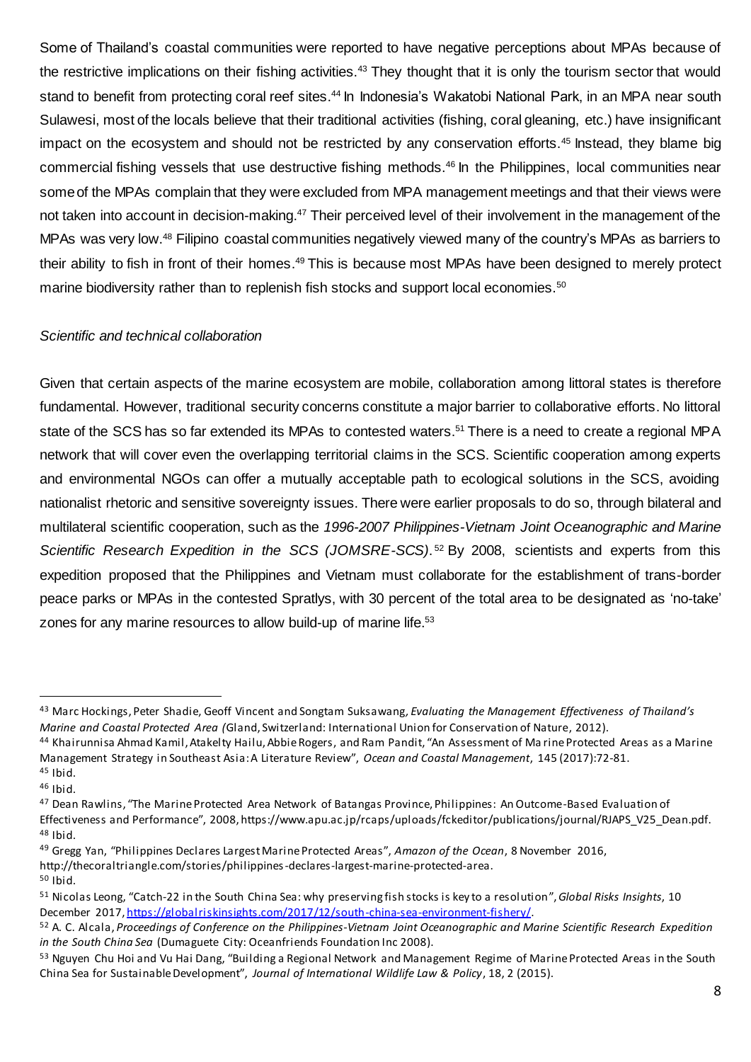Some of Thailand's coastal communities were reported to have negative perceptions about MPAs because of the restrictive implications on their fishing activities.[43] They thought that it is only the tourism sector that would stand to benefit from protecting coral reef sites.[44] In Indonesia's Wakatobi National Park, in an MPA near south Sulawesi, most of the locals believe that their traditional activities (fishing, coral gleaning, etc.) have insignificant impact on the ecosystem and should not be restricted by any conservation efforts.[45] Instead, they blame big commercial fishing vessels that use destructive fishing methods.[46] In the Philippines, local communities near some of the MPAs complain that they were excluded from MPA management meetings and that their views were not taken into account in decision-making.[47] Their perceived level of their involvement in the management of the MPAs was very low.[48] Filipino coastal communities negatively viewed many of the country's MPAs as barriers to their ability to fish in front of their homes.[49] This is because most MPAs have been designed to merely protect marine biodiversity rather than to replenish fish stocks and support local economies.[50]

*Scientific and technical collaboration*

Given that certain aspects of the marine ecosystem are mobile, collaboration among littoral states is therefore fundamental. However, traditional security concerns constitute a major barrier to collaborative efforts. No littoral state of the SCS has so far extended its MPAs to contested waters.[51] There is a need to create a regional MPA network that will cover even the overlapping territorial claims in the SCS. Scientific cooperation among experts and environmental NGOs can offer a mutually acceptable path to ecological solutions in the SCS, avoiding nationalist rhetoric and sensitive sovereignty issues. There were earlier proposals to do so, through bilateral and multilateral scientific cooperation, such as the *1996-2007 Philippines-Vietnam Joint Oceanographic and Marine Scientific Research Expedition in the SCS (JOMSRE-SCS)*.[52] By 2008, scientists and experts from this expedition proposed that the Philippines and Vietnam must collaborate for the establishment of trans-border peace parks or MPAs in the contested Spratlys, with 30 percent of the total area to be designated as 'no-take' zones for any marine resources to allow build-up of marine life.[53]

---

[43] Marc Hockings, Peter Shadie, Geoff Vincent and Songtam Suksawang, *Evaluating the Management Effectiveness of Thailand's Marine and Coastal Protected Area (*Gland, Switzerland: International Union for Conservation of Nature, 2012).

[44] Khairunnisa Ahmad Kamil, Atakelty Hailu, Abbie Rogers, and Ram Pandit, "An Assessment of Marine Protected Areas as a Marine Management Strategy in Southeast Asia: A Literature Review", *Ocean and Coastal Management*, 145 (2017):72-81.

[45] Ibid.

[46] Ibid.

[47] Dean Rawlins, "The Marine Protected Area Network of Batangas Province, Philippines: An Outcome-Based Evaluation of Effectiveness and Performance", 2008, https://www.apu.ac.jp/rcaps/uploads/fckeditor/publications/journal/RJAPS_V25_Dean.pdf.

[48] Ibid.

[49] Gregg Yan, "Philippines Declares Largest Marine Protected Areas", *Amazon of the Ocean*, 8 November 2016, http://thecoraltriangle.com/stories/philippines-declares-largest-marine-protected-area.

[50] Ibid.

[51] Nicolas Leong, "Catch-22 in the South China Sea: why preserving fish stocks is key to a resolution", *Global Risks Insights*, 10 December 2017, https://globalriskinsights.com/2017/12/south-china-sea-environment-fishery/.

[52] A. C. Alcala, *Proceedings of Conference on the Philippines-Vietnam Joint Oceanographic and Marine Scientific Research Expedition in the South China Sea* (Dumaguete City: Oceanfriends Foundation Inc 2008).

[53] Nguyen Chu Hoi and Vu Hai Dang, "Building a Regional Network and Management Regime of Marine Protected Areas in the South China Sea for Sustainable Development", *Journal of International Wildlife Law & Policy*, 18, 2 (2015).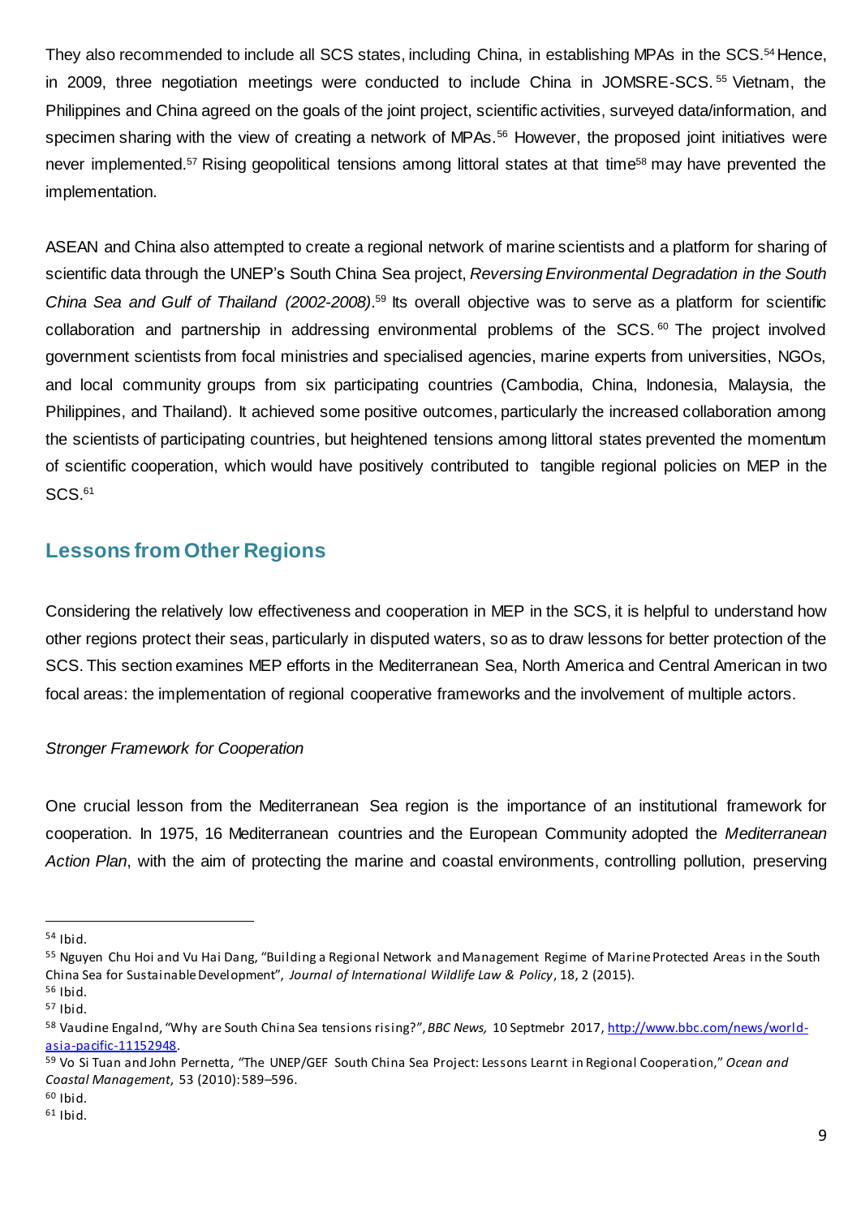They also recommended to include all SCS states, including China, in establishing MPAs in the SCS.[54] Hence, in 2009, three negotiation meetings were conducted to include China in JOMSRE-SCS.[55] Vietnam, the Philippines and China agreed on the goals of the joint project, scientific activities, surveyed data/information, and specimen sharing with the view of creating a network of MPAs.[56] However, the proposed joint initiatives were never implemented.[57] Rising geopolitical tensions among littoral states at that time[58] may have prevented the implementation.

ASEAN and China also attempted to create a regional network of marine scientists and a platform for sharing of scientific data through the UNEP's South China Sea project, *Reversing Environmental Degradation in the South China Sea and Gulf of Thailand (2002-2008)*.[59] Its overall objective was to serve as a platform for scientific collaboration and partnership in addressing environmental problems of the SCS.[60] The project involved government scientists from focal ministries and specialised agencies, marine experts from universities, NGOs, and local community groups from six participating countries (Cambodia, China, Indonesia, Malaysia, the Philippines, and Thailand). It achieved some positive outcomes, particularly the increased collaboration among the scientists of participating countries, but heightened tensions among littoral states prevented the momentum of scientific cooperation, which would have positively contributed to tangible regional policies on MEP in the SCS.[61]

## Lessons from Other Regions

Considering the relatively low effectiveness and cooperation in MEP in the SCS, it is helpful to understand how other regions protect their seas, particularly in disputed waters, so as to draw lessons for better protection of the SCS. This section examines MEP efforts in the Mediterranean Sea, North America and Central American in two focal areas: the implementation of regional cooperative frameworks and the involvement of multiple actors.

*Stronger Framework for Cooperation*

One crucial lesson from the Mediterranean Sea region is the importance of an institutional framework for cooperation. In 1975, 16 Mediterranean countries and the European Community adopted the *Mediterranean Action Plan*, with the aim of protecting the marine and coastal environments, controlling pollution, preserving

---

[54] Ibid.

[55] Nguyen Chu Hoi and Vu Hai Dang, "Building a Regional Network and Management Regime of Marine Protected Areas in the South China Sea for Sustainable Development", *Journal of International Wildlife Law & Policy*, 18, 2 (2015).

[56] Ibid.

[57] Ibid.

[58] Vaudine Engalnd, "Why are South China Sea tensions rising?", *BBC News,* 10 Septmebr 2017, http://www.bbc.com/news/world-asia-pacific-11152948.

[59] Vo Si Tuan and John Pernetta, "The UNEP/GEF South China Sea Project: Lessons Learnt in Regional Cooperation," *Ocean and Coastal Management*, 53 (2010):589–596.

[60] Ibid.

[61] Ibid.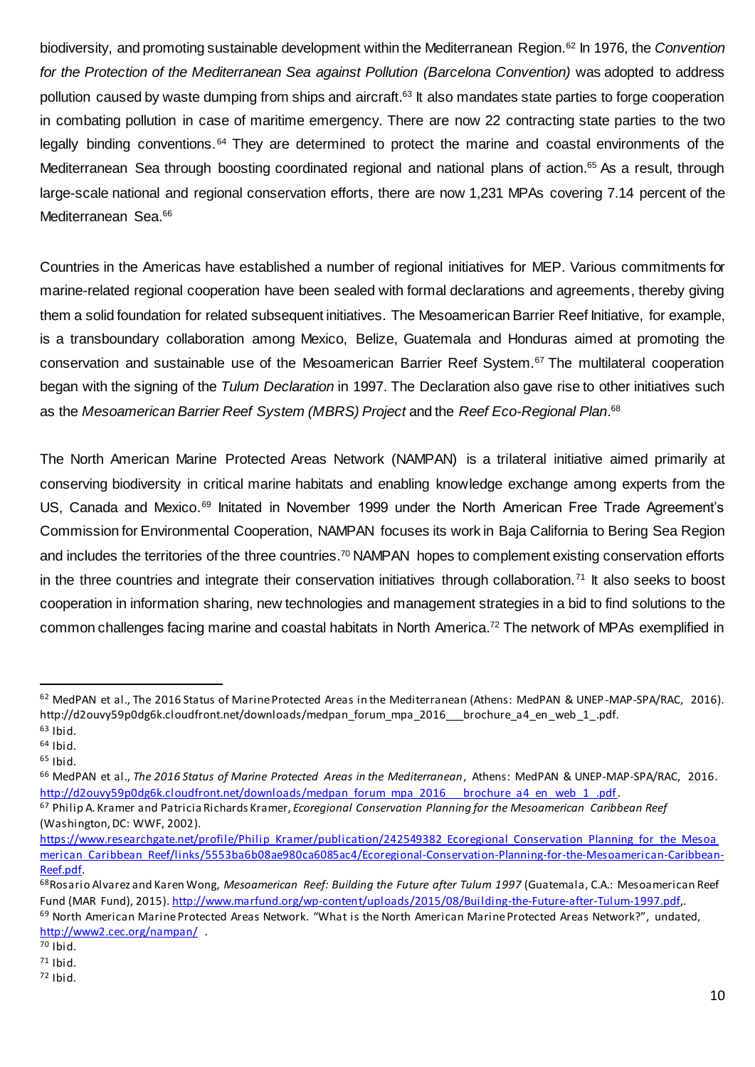biodiversity, and promoting sustainable development within the Mediterranean Region.[62] In 1976, the *Convention for the Protection of the Mediterranean Sea against Pollution (Barcelona Convention)* was adopted to address pollution caused by waste dumping from ships and aircraft.[63] It also mandates state parties to forge cooperation in combating pollution in case of maritime emergency. There are now 22 contracting state parties to the two legally binding conventions.[64] They are determined to protect the marine and coastal environments of the Mediterranean Sea through boosting coordinated regional and national plans of action.[65] As a result, through large-scale national and regional conservation efforts, there are now 1,231 MPAs covering 7.14 percent of the Mediterranean Sea.[66]

Countries in the Americas have established a number of regional initiatives for MEP. Various commitments for marine-related regional cooperation have been sealed with formal declarations and agreements, thereby giving them a solid foundation for related subsequent initiatives. The Mesoamerican Barrier Reef Initiative, for example, is a transboundary collaboration among Mexico, Belize, Guatemala and Honduras aimed at promoting the conservation and sustainable use of the Mesoamerican Barrier Reef System.[67] The multilateral cooperation began with the signing of the *Tulum Declaration* in 1997. The Declaration also gave rise to other initiatives such as the *Mesoamerican Barrier Reef System (MBRS) Project* and the *Reef Eco-Regional Plan*.[68]

The North American Marine Protected Areas Network (NAMPAN) is a trilateral initiative aimed primarily at conserving biodiversity in critical marine habitats and enabling knowledge exchange among experts from the US, Canada and Mexico.[69] Initated in November 1999 under the North American Free Trade Agreement's Commission for Environmental Cooperation, NAMPAN focuses its work in Baja California to Bering Sea Region and includes the territories of the three countries.[70] NAMPAN hopes to complement existing conservation efforts in the three countries and integrate their conservation initiatives through collaboration.[71] It also seeks to boost cooperation in information sharing, new technologies and management strategies in a bid to find solutions to the common challenges facing marine and coastal habitats in North America.[72] The network of MPAs exemplified in

---

[62] MedPAN et al., The 2016 Status of Marine Protected Areas in the Mediterranean (Athens: MedPAN & UNEP-MAP-SPA/RAC, 2016). http://d2ouvy59p0dg6k.cloudfront.net/downloads/medpan_forum_mpa_2016___brochure_a4_en_web_1_.pdf.

[63] Ibid.

[64] Ibid.

[65] Ibid.

[66] MedPAN et al., *The 2016 Status of Marine Protected Areas in the Mediterranean*, Athens: MedPAN & UNEP-MAP-SPA/RAC, 2016. http://d2ouvy59p0dg6k.cloudfront.net/downloads/medpan_forum_mpa_2016___brochure_a4_en_web_1_.pdf.

[67] Philip A. Kramer and Patricia Richards Kramer, *Ecoregional Conservation Planning for the Mesoamerican Caribbean Reef* (Washington, DC: WWF, 2002). https://www.researchgate.net/profile/Philip_Kramer/publication/242549382_Ecoregional_Conservation_Planning_for_the_Mesoamerican_Caribbean_Reef/links/5553ba6b08ae980ca6085ac4/Ecoregional-Conservation-Planning-for-the-Mesoamerican-Caribbean-Reef.pdf.

[68] Rosario Alvarez and Karen Wong, *Mesoamerican Reef: Building the Future after Tulum 1997* (Guatemala, C.A.: Mesoamerican Reef Fund (MAR Fund), 2015). http://www.marfund.org/wp-content/uploads/2015/08/Building-the-Future-after-Tulum-1997.pdf,.

[69] North American Marine Protected Areas Network. "What is the North American Marine Protected Areas Network?", undated, http://www2.cec.org/nampan/ .

[70] Ibid.

[71] Ibid.

[72] Ibid.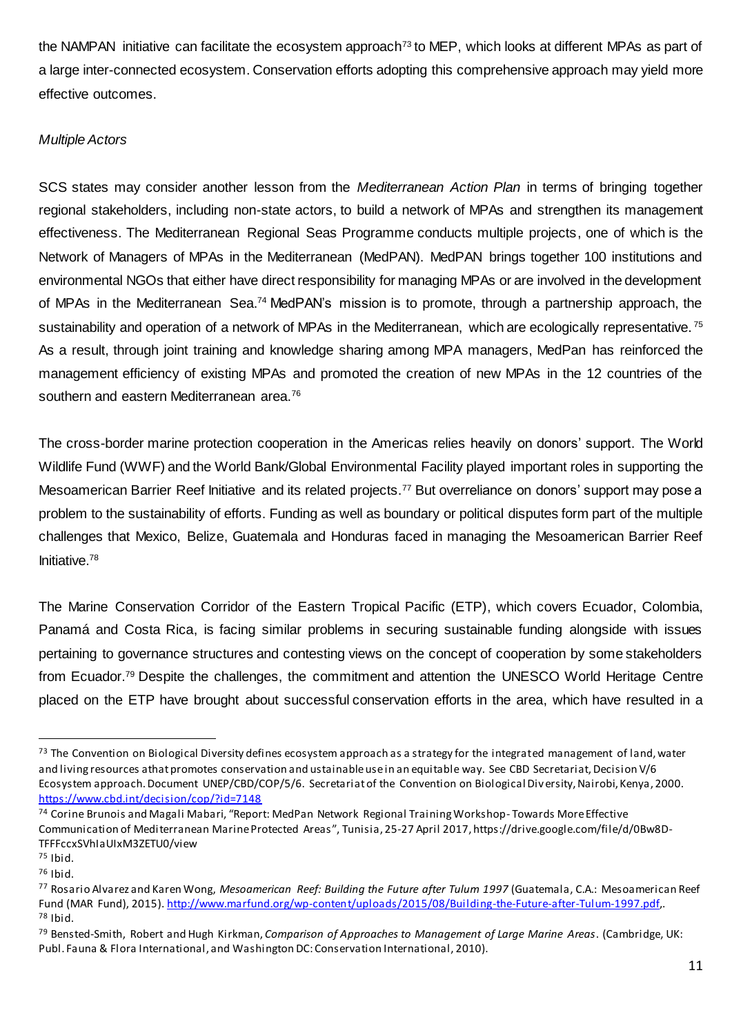the NAMPAN initiative can facilitate the ecosystem approach[73] to MEP, which looks at different MPAs as part of a large inter-connected ecosystem. Conservation efforts adopting this comprehensive approach may yield more effective outcomes.

*Multiple Actors*

SCS states may consider another lesson from the *Mediterranean Action Plan* in terms of bringing together regional stakeholders, including non-state actors, to build a network of MPAs and strengthen its management effectiveness. The Mediterranean Regional Seas Programme conducts multiple projects, one of which is the Network of Managers of MPAs in the Mediterranean (MedPAN). MedPAN brings together 100 institutions and environmental NGOs that either have direct responsibility for managing MPAs or are involved in the development of MPAs in the Mediterranean Sea.[74] MedPAN's mission is to promote, through a partnership approach, the sustainability and operation of a network of MPAs in the Mediterranean, which are ecologically representative.[75] As a result, through joint training and knowledge sharing among MPA managers, MedPan has reinforced the management efficiency of existing MPAs and promoted the creation of new MPAs in the 12 countries of the southern and eastern Mediterranean area.[76]

The cross-border marine protection cooperation in the Americas relies heavily on donors' support. The World Wildlife Fund (WWF) and the World Bank/Global Environmental Facility played important roles in supporting the Mesoamerican Barrier Reef Initiative and its related projects.[77] But overreliance on donors' support may pose a problem to the sustainability of efforts. Funding as well as boundary or political disputes form part of the multiple challenges that Mexico, Belize, Guatemala and Honduras faced in managing the Mesoamerican Barrier Reef Initiative.[78]

The Marine Conservation Corridor of the Eastern Tropical Pacific (ETP), which covers Ecuador, Colombia, Panamá and Costa Rica, is facing similar problems in securing sustainable funding alongside with issues pertaining to governance structures and contesting views on the concept of cooperation by some stakeholders from Ecuador.[79] Despite the challenges, the commitment and attention the UNESCO World Heritage Centre placed on the ETP have brought about successful conservation efforts in the area, which have resulted in a

---

[73] The Convention on Biological Diversity defines ecosystem approach as a strategy for the integrated management of land, water and living resources athat promotes conservation and ustainable use in an equitable way. See CBD Secretariat, Decision V/6 Ecosystem approach. Document UNEP/CBD/COP/5/6. Secretariat of the Convention on Biological Diversity, Nairobi, Kenya, 2000. https://www.cbd.int/decision/cop/?id=7148

[74] Corine Brunois and Magali Mabari, "Report: MedPan Network Regional Training Workshop - Towards More Effective Communication of Mediterranean Marine Protected Areas", Tunisia, 25-27 April 2017, https://drive.google.com/file/d/0Bw8D-TFFFccxSVhIaUIxM3ZETU0/view

[75] Ibid.

[76] Ibid.

[77] Rosario Alvarez and Karen Wong, *Mesoamerican Reef: Building the Future after Tulum 1997* (Guatemala, C.A.: Mesoamerican Reef Fund (MAR Fund), 2015). http://www.marfund.org/wp-content/uploads/2015/08/Building-the-Future-after-Tulum-1997.pdf,.

[78] Ibid.

[79] Bensted-Smith, Robert and Hugh Kirkman, *Comparison of Approaches to Management of Large Marine Areas*. (Cambridge, UK: Publ. Fauna & Flora International, and Washington DC: Conservation International, 2010).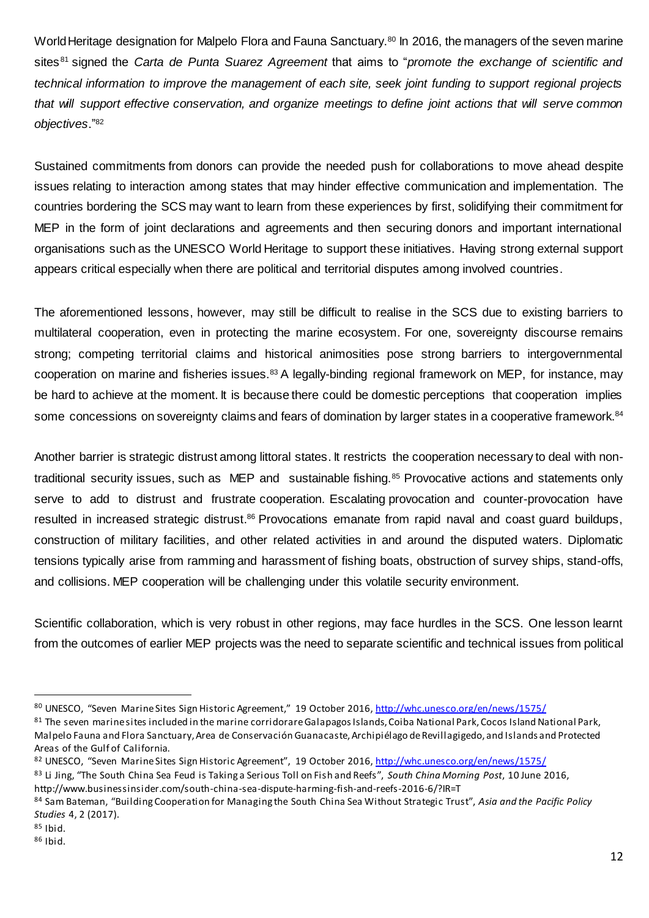World Heritage designation for Malpelo Flora and Fauna Sanctuary.[80] In 2016, the managers of the seven marine sites[81] signed the *Carta de Punta Suarez Agreement* that aims to "*promote the exchange of scientific and technical information to improve the management of each site, seek joint funding to support regional projects that will support effective conservation, and organize meetings to define joint actions that will serve common objectives*."[82]

Sustained commitments from donors can provide the needed push for collaborations to move ahead despite issues relating to interaction among states that may hinder effective communication and implementation. The countries bordering the SCS may want to learn from these experiences by first, solidifying their commitment for MEP in the form of joint declarations and agreements and then securing donors and important international organisations such as the UNESCO World Heritage to support these initiatives. Having strong external support appears critical especially when there are political and territorial disputes among involved countries.

The aforementioned lessons, however, may still be difficult to realise in the SCS due to existing barriers to multilateral cooperation, even in protecting the marine ecosystem. For one, sovereignty discourse remains strong; competing territorial claims and historical animosities pose strong barriers to intergovernmental cooperation on marine and fisheries issues.[83] A legally-binding regional framework on MEP, for instance, may be hard to achieve at the moment. It is because there could be domestic perceptions that cooperation implies some concessions on sovereignty claims and fears of domination by larger states in a cooperative framework.[84]

Another barrier is strategic distrust among littoral states. It restricts the cooperation necessary to deal with non-traditional security issues, such as MEP and sustainable fishing.[85] Provocative actions and statements only serve to add to distrust and frustrate cooperation. Escalating provocation and counter-provocation have resulted in increased strategic distrust.[86] Provocations emanate from rapid naval and coast guard buildups, construction of military facilities, and other related activities in and around the disputed waters. Diplomatic tensions typically arise from ramming and harassment of fishing boats, obstruction of survey ships, stand-offs, and collisions. MEP cooperation will be challenging under this volatile security environment.

Scientific collaboration, which is very robust in other regions, may face hurdles in the SCS. One lesson learnt from the outcomes of earlier MEP projects was the need to separate scientific and technical issues from political

---

[80] UNESCO, "Seven Marine Sites Sign Historic Agreement," 19 October 2016, http://whc.unesco.org/en/news/1575/

[81] The seven marine sites included in the marine corridor are Galapagos Islands, Coiba National Park, Cocos Island National Park, Malpelo Fauna and Flora Sanctuary, Area de Conservación Guanacaste, Archipiélago de Revillagigedo, and Islands and Protected Areas of the Gulf of California.

[82] UNESCO, "Seven Marine Sites Sign Historic Agreement", 19 October 2016, http://whc.unesco.org/en/news/1575/

[83] Li Jing, "The South China Sea Feud is Taking a Serious Toll on Fish and Reefs", *South China Morning Post*, 10 June 2016, http://www.businessinsider.com/south-china-sea-dispute-harming-fish-and-reefs-2016-6/?IR=T

[84] Sam Bateman, "Building Cooperation for Managing the South China Sea Without Strategic Trust", *Asia and the Pacific Policy Studies* 4, 2 (2017).

[85] Ibid.

[86] Ibid.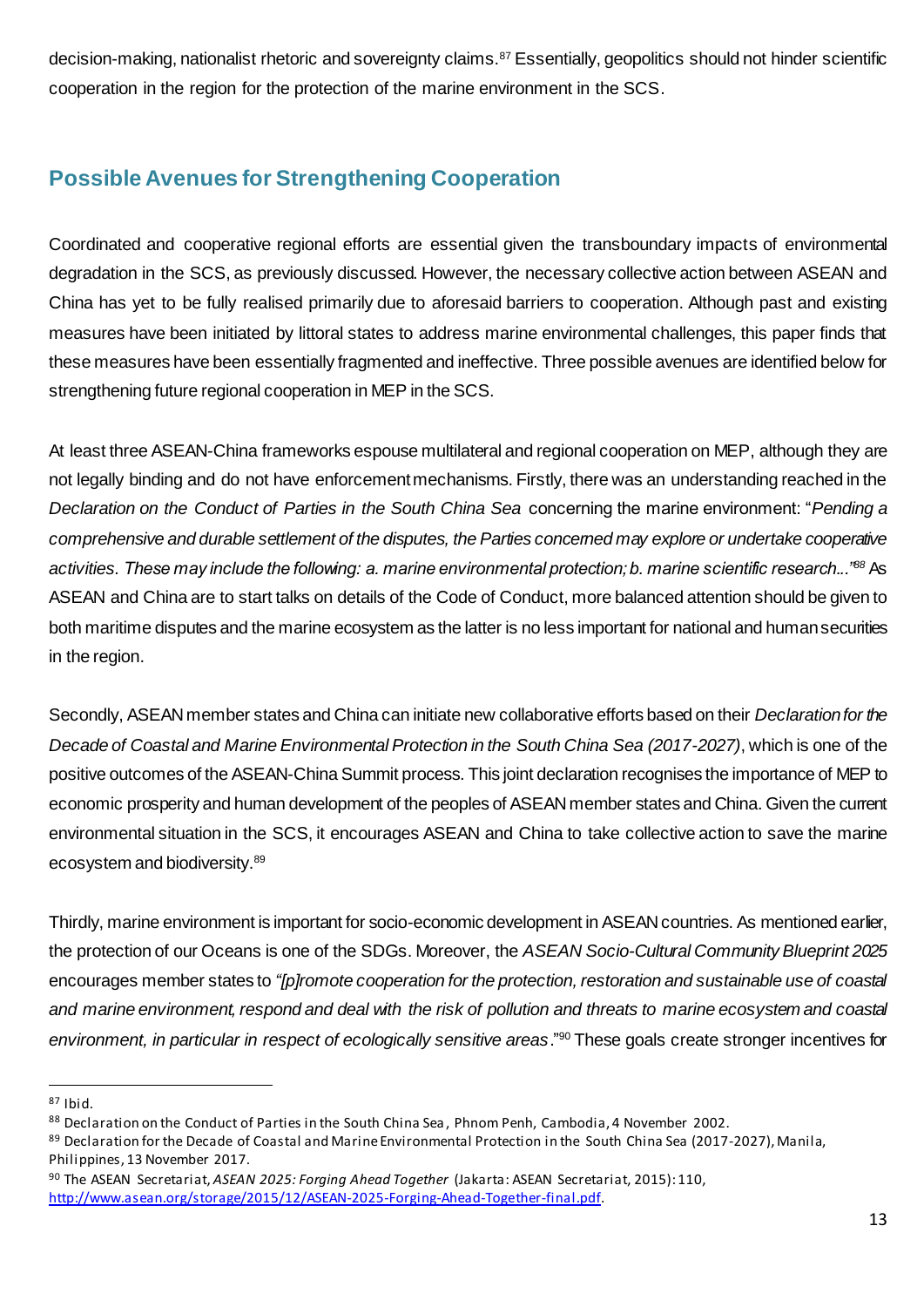decision-making, nationalist rhetoric and sovereignty claims.[87] Essentially, geopolitics should not hinder scientific cooperation in the region for the protection of the marine environment in the SCS.

## Possible Avenues for Strengthening Cooperation

Coordinated and cooperative regional efforts are essential given the transboundary impacts of environmental degradation in the SCS, as previously discussed. However, the necessary collective action between ASEAN and China has yet to be fully realised primarily due to aforesaid barriers to cooperation. Although past and existing measures have been initiated by littoral states to address marine environmental challenges, this paper finds that these measures have been essentially fragmented and ineffective. Three possible avenues are identified below for strengthening future regional cooperation in MEP in the SCS.

At least three ASEAN-China frameworks espouse multilateral and regional cooperation on MEP, although they are not legally binding and do not have enforcement mechanisms. Firstly, there was an understanding reached in the *Declaration on the Conduct of Parties in the South China Sea* concerning the marine environment: "*Pending a comprehensive and durable settlement of the disputes, the Parties concerned may explore or undertake cooperative activities. These may include the following: a. marine environmental protection; b. marine scientific research...*"[88] As ASEAN and China are to start talks on details of the Code of Conduct, more balanced attention should be given to both maritime disputes and the marine ecosystem as the latter is no less important for national and human securities in the region.

Secondly, ASEAN member states and China can initiate new collaborative efforts based on their *Declaration for the Decade of Coastal and Marine Environmental Protection in the South China Sea (2017-2027)*, which is one of the positive outcomes of the ASEAN-China Summit process. This joint declaration recognises the importance of MEP to economic prosperity and human development of the peoples of ASEAN member states and China. Given the current environmental situation in the SCS, it encourages ASEAN and China to take collective action to save the marine ecosystem and biodiversity.[89]

Thirdly, marine environment is important for socio-economic development in ASEAN countries. As mentioned earlier, the protection of our Oceans is one of the SDGs. Moreover, the *ASEAN Socio-Cultural Community Blueprint 2025* encourages member states to *"[p]romote cooperation for the protection, restoration and sustainable use of coastal and marine environment, respond and deal with the risk of pollution and threats to marine ecosystem and coastal environment, in particular in respect of ecologically sensitive areas*."[90] These goals create stronger incentives for

---

[87] Ibid.

[88] Declaration on the Conduct of Parties in the South China Sea, Phnom Penh, Cambodia, 4 November 2002.

[89] Declaration for the Decade of Coastal and Marine Environmental Protection in the South China Sea (2017-2027), Manila, Philippines, 13 November 2017.

[90] The ASEAN Secretariat, *ASEAN 2025: Forging Ahead Together* (Jakarta: ASEAN Secretariat, 2015): 110, http://www.asean.org/storage/2015/12/ASEAN-2025-Forging-Ahead-Together-final.pdf.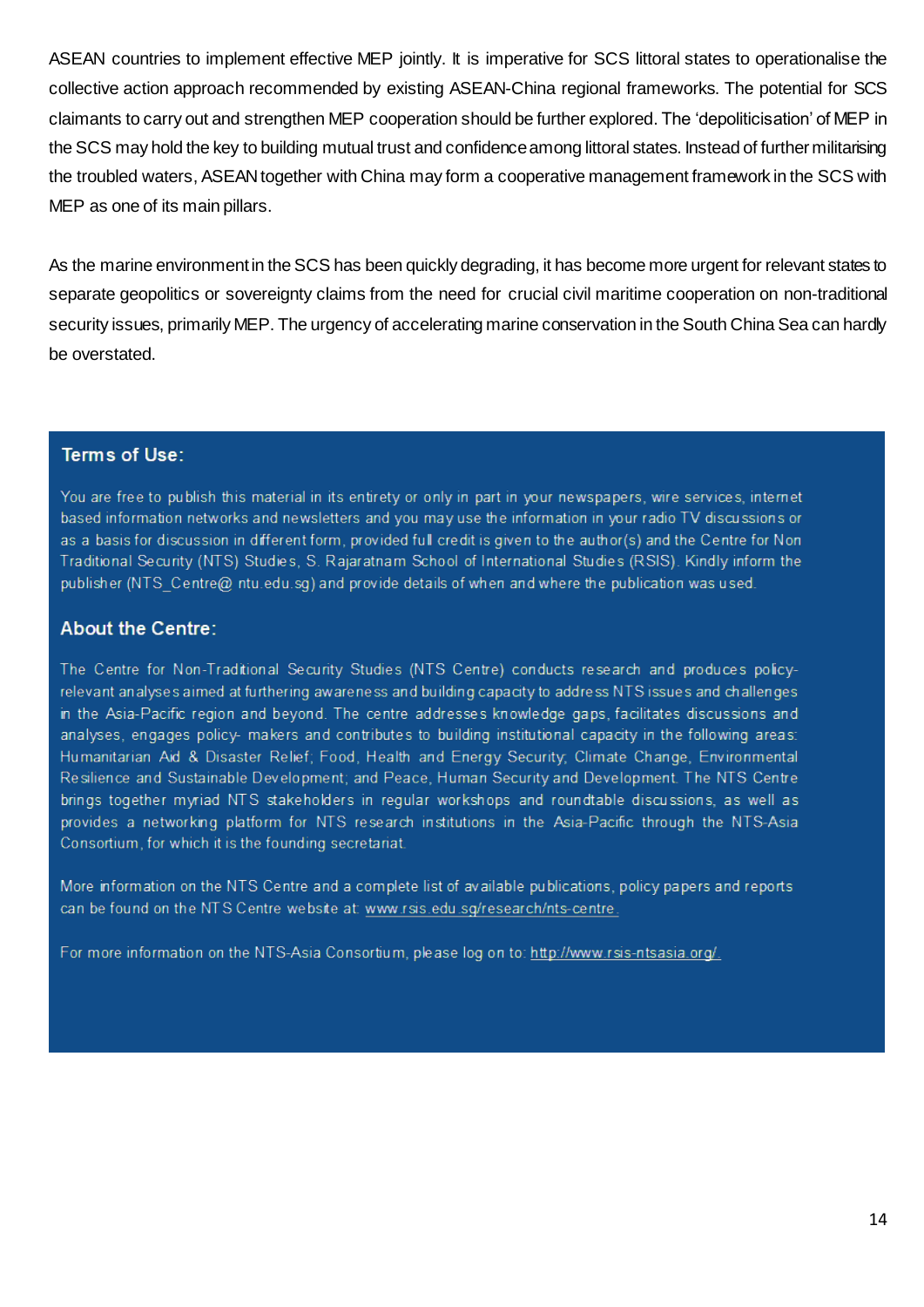ASEAN countries to implement effective MEP jointly. It is imperative for SCS littoral states to operationalise the collective action approach recommended by existing ASEAN-China regional frameworks. The potential for SCS claimants to carry out and strengthen MEP cooperation should be further explored. The 'depoliticisation' of MEP in the SCS may hold the key to building mutual trust and confidence among littoral states. Instead of further militarising the troubled waters, ASEAN together with China may form a cooperative management framework in the SCS with MEP as one of its main pillars.

As the marine environment in the SCS has been quickly degrading, it has become more urgent for relevant states to separate geopolitics or sovereignty claims from the need for crucial civil maritime cooperation on non-traditional security issues, primarily MEP. The urgency of accelerating marine conservation in the South China Sea can hardly be overstated.

## Terms of Use:

You are free to publish this material in its entirety or only in part in your newspapers, wire services, internet based information networks and newsletters and you may use the information in your radio TV discussions or as a basis for discussion in different form, provided full credit is given to the author(s) and the Centre for Non Traditional Security (NTS) Studies, S. Rajaratnam School of International Studies (RSIS). Kindly inform the publisher (NTS_Centre@ ntu.edu.sg) and provide details of when and where the publication was used.

## About the Centre:

The Centre for Non-Traditional Security Studies (NTS Centre) conducts research and produces policy-relevant analyses aimed at furthering awareness and building capacity to address NTS issues and challenges in the Asia-Pacific region and beyond. The centre addresses knowledge gaps, facilitates discussions and analyses, engages policy- makers and contributes to building institutional capacity in the following areas: Humanitarian Aid & Disaster Relief; Food, Health and Energy Security; Climate Change, Environmental Resilience and Sustainable Development; and Peace, Human Security and Development. The NTS Centre brings together myriad NTS stakeholders in regular workshops and roundtable discussions, as well as provides a networking platform for NTS research institutions in the Asia-Pacific through the NTS-Asia Consortium, for which it is the founding secretariat.

More information on the NTS Centre and a complete list of available publications, policy papers and reports can be found on the NTS Centre website at: www.rsis.edu.sg/research/nts-centre.

For more information on the NTS-Asia Consortium, please log on to: http://www.rsis-ntsasia.org/.